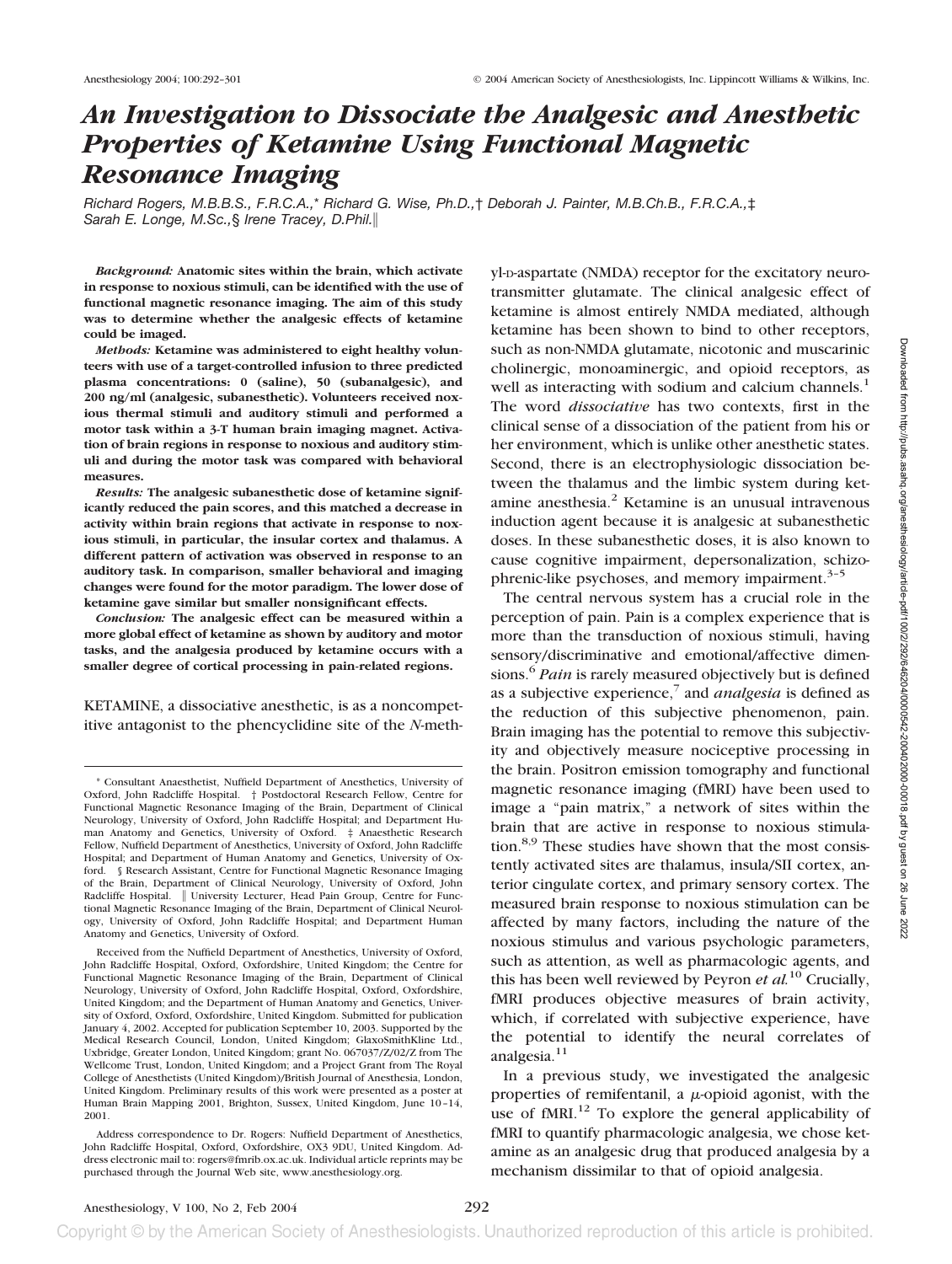# An Investigation to Dissociate the Analgesic and Anesthetic Properties of Ketamine Using Functional Magnetic Resonance Imaging

*Richard Rogers, M.B.B.S., F.R.C.A.,\* Richard G. Wise, Ph.D.,† Deborah J. Painter, M.B.Ch.B., F.R.C.A.,‡ Sarah E. Longe, M.Sc.,§ Irene Tracey, D.Phil.‖*

***Background:*** **Anatomic sites within the brain, which activate in response to noxious stimuli, can be identified with the use of functional magnetic resonance imaging. The aim of this study was to determine whether the analgesic effects of ketamine could be imaged.**

***Methods:*** **Ketamine was administered to eight healthy volunteers with use of a target-controlled infusion to three predicted plasma concentrations: 0 (saline), 50 (subanalgesic), and 200 ng/ml (analgesic, subanesthetic). Volunteers received noxious thermal stimuli and auditory stimuli and performed a motor task within a 3-T human brain imaging magnet. Activation of brain regions in response to noxious and auditory stimuli and during the motor task was compared with behavioral measures.**

***Results:*** **The analgesic subanesthetic dose of ketamine significantly reduced the pain scores, and this matched a decrease in activity within brain regions that activate in response to noxious stimuli, in particular, the insular cortex and thalamus. A different pattern of activation was observed in response to an auditory task. In comparison, smaller behavioral and imaging changes were found for the motor paradigm. The lower dose of ketamine gave similar but smaller nonsignificant effects.**

***Conclusion:*** **The analgesic effect can be measured within a more global effect of ketamine as shown by auditory and motor tasks, and the analgesia produced by ketamine occurs with a smaller degree of cortical processing in pain-related regions.**

KETAMINE, a dissociative anesthetic, is as a noncompetitive antagonist to the phencyclidine site of the *N*-methyl-D-aspartate (NMDA) receptor for the excitatory neurotransmitter glutamate. The clinical analgesic effect of ketamine is almost entirely NMDA mediated, although ketamine has been shown to bind to other receptors, such as non-NMDA glutamate, nicotonic and muscarinic cholinergic, monoaminergic, and opioid receptors, as well as interacting with sodium and calcium channels.[1] The word *dissociative* has two contexts, first in the clinical sense of a dissociation of the patient from his or her environment, which is unlike other anesthetic states. Second, there is an electrophysiologic dissociation between the thalamus and the limbic system during ketamine anesthesia.[2] Ketamine is an unusual intravenous induction agent because it is analgesic at subanesthetic doses. In these subanesthetic doses, it is also known to cause cognitive impairment, depersonalization, schizophrenic-like psychoses, and memory impairment.[3–5]

The central nervous system has a crucial role in the perception of pain. Pain is a complex experience that is more than the transduction of noxious stimuli, having sensory/discriminative and emotional/affective dimensions.[6] *Pain* is rarely measured objectively but is defined as a subjective experience,[7] and *analgesia* is defined as the reduction of this subjective phenomenon, pain. Brain imaging has the potential to remove this subjectivity and objectively measure nociceptive processing in the brain. Positron emission tomography and functional magnetic resonance imaging (fMRI) have been used to image a "pain matrix," a network of sites within the brain that are active in response to noxious stimulation.[8,9] These studies have shown that the most consistently activated sites are thalamus, insula/SII cortex, anterior cingulate cortex, and primary sensory cortex. The measured brain response to noxious stimulation can be affected by many factors, including the nature of the noxious stimulus and various psychologic parameters, such as attention, as well as pharmacologic agents, and this has been well reviewed by Peyron *et al.*[10] Crucially, fMRI produces objective measures of brain activity, which, if correlated with subjective experience, have the potential to identify the neural correlates of analgesia.[11]

In a previous study, we investigated the analgesic properties of remifentanil, a $\mu$-opioid agonist, with the use of fMRI.[12] To explore the general applicability of fMRI to quantify pharmacologic analgesia, we chose ketamine as an analgesic drug that produced analgesia by a mechanism dissimilar to that of opioid analgesia.

---

\* Consultant Anaesthetist, Nuffield Department of Anesthetics, University of Oxford, John Radcliffe Hospital. † Postdoctoral Research Fellow, Centre for Functional Magnetic Resonance Imaging of the Brain, Department of Clinical Neurology, University of Oxford, John Radcliffe Hospital; and Department Human Anatomy and Genetics, University of Oxford. ‡ Anaesthetic Research Fellow, Nuffield Department of Anesthetics, University of Oxford, John Radcliffe Hospital; and Department of Human Anatomy and Genetics, University of Oxford. § Research Assistant, Centre for Functional Magnetic Resonance Imaging of the Brain, Department of Clinical Neurology, University of Oxford, John Radcliffe Hospital. ‖ University Lecturer, Head Pain Group, Centre for Functional Magnetic Resonance Imaging of the Brain, Department of Clinical Neurology, University of Oxford, John Radcliffe Hospital; and Department Human Anatomy and Genetics, University of Oxford.

Received from the Nuffield Department of Anesthetics, University of Oxford, John Radcliffe Hospital, Oxford, Oxfordshire, United Kingdom; the Centre for Functional Magnetic Resonance Imaging of the Brain, Department of Clinical Neurology, University of Oxford, John Radcliffe Hospital, Oxford, Oxfordshire, United Kingdom; and the Department of Human Anatomy and Genetics, University of Oxford, Oxford, Oxfordshire, United Kingdom. Submitted for publication January 4, 2002. Accepted for publication September 10, 2003. Supported by the Medical Research Council, London, United Kingdom; GlaxoSmithKline Ltd., Uxbridge, Greater London, United Kingdom; grant No. 067037/Z/02/Z from The Wellcome Trust, London, United Kingdom; and a Project Grant from The Royal College of Anesthetists (United Kingdom)/British Journal of Anesthesia, London, United Kingdom. Preliminary results of this work were presented as a poster at Human Brain Mapping 2001, Brighton, Sussex, United Kingdom, June 10–14, 2001.

Address correspondence to Dr. Rogers: Nuffield Department of Anesthetics, John Radcliffe Hospital, Oxford, Oxfordshire, OX3 9DU, United Kingdom. Address electronic mail to: rogers@fmrib.ox.ac.uk. Individual article reprints may be purchased through the Journal Web site, www.anesthesiology.org.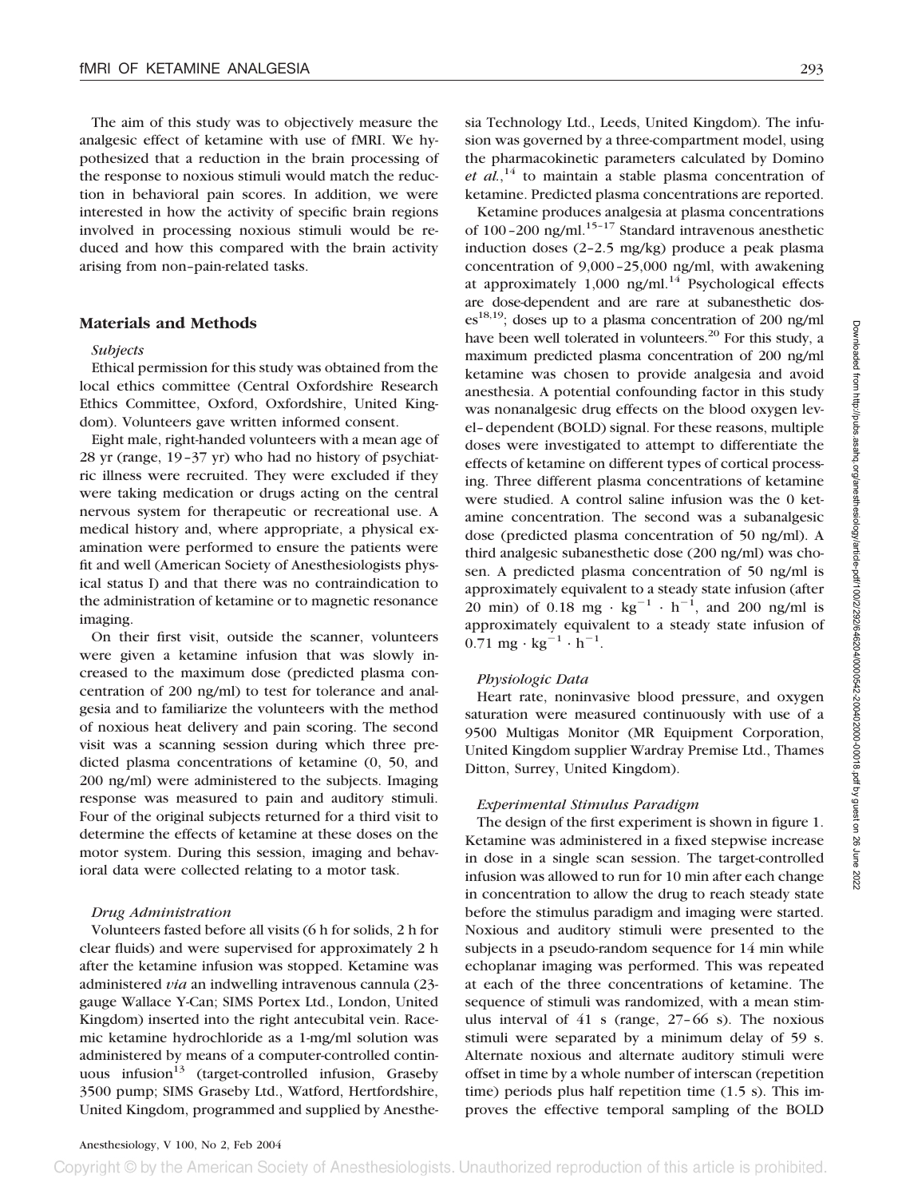The aim of this study was to objectively measure the analgesic effect of ketamine with use of fMRI. We hypothesized that a reduction in the brain processing of the response to noxious stimuli would match the reduction in behavioral pain scores. In addition, we were interested in how the activity of specific brain regions involved in processing noxious stimuli would be reduced and how this compared with the brain activity arising from non–pain-related tasks.

## Materials and Methods

### *Subjects*

Ethical permission for this study was obtained from the local ethics committee (Central Oxfordshire Research Ethics Committee, Oxford, Oxfordshire, United Kingdom). Volunteers gave written informed consent.

Eight male, right-handed volunteers with a mean age of 28 yr (range, 19–37 yr) who had no history of psychiatric illness were recruited. They were excluded if they were taking medication or drugs acting on the central nervous system for therapeutic or recreational use. A medical history and, where appropriate, a physical examination were performed to ensure the patients were fit and well (American Society of Anesthesiologists physical status I) and that there was no contraindication to the administration of ketamine or to magnetic resonance imaging.

On their first visit, outside the scanner, volunteers were given a ketamine infusion that was slowly increased to the maximum dose (predicted plasma concentration of 200 ng/ml) to test for tolerance and analgesia and to familiarize the volunteers with the method of noxious heat delivery and pain scoring. The second visit was a scanning session during which three predicted plasma concentrations of ketamine (0, 50, and 200 ng/ml) were administered to the subjects. Imaging response was measured to pain and auditory stimuli. Four of the original subjects returned for a third visit to determine the effects of ketamine at these doses on the motor system. During this session, imaging and behavioral data were collected relating to a motor task.

### *Drug Administration*

Volunteers fasted before all visits (6 h for solids, 2 h for clear fluids) and were supervised for approximately 2 h after the ketamine infusion was stopped. Ketamine was administered *via* an indwelling intravenous cannula (23-gauge Wallace Y-Can; SIMS Portex Ltd., London, United Kingdom) inserted into the right antecubital vein. Racemic ketamine hydrochloride as a 1-mg/ml solution was administered by means of a computer-controlled continuous infusion[13] (target-controlled infusion, Graseby 3500 pump; SIMS Graseby Ltd., Watford, Hertfordshire, United Kingdom, programmed and supplied by Anesthesia Technology Ltd., Leeds, United Kingdom). The infusion was governed by a three-compartment model, using the pharmacokinetic parameters calculated by Domino *et al.*,[14] to maintain a stable plasma concentration of ketamine. Predicted plasma concentrations are reported.

Ketamine produces analgesia at plasma concentrations of 100–200 ng/ml.[15–17] Standard intravenous anesthetic induction doses (2–2.5 mg/kg) produce a peak plasma concentration of 9,000–25,000 ng/ml, with awakening at approximately 1,000 ng/ml.[14] Psychological effects are dose-dependent and are rare at subanesthetic doses[18,19]; doses up to a plasma concentration of 200 ng/ml have been well tolerated in volunteers.[20] For this study, a maximum predicted plasma concentration of 200 ng/ml ketamine was chosen to provide analgesia and avoid anesthesia. A potential confounding factor in this study was nonanalgesic drug effects on the blood oxygen level–dependent (BOLD) signal. For these reasons, multiple doses were investigated to attempt to differentiate the effects of ketamine on different types of cortical processing. Three different plasma concentrations of ketamine were studied. A control saline infusion was the 0 ketamine concentration. The second was a subanalgesic dose (predicted plasma concentration of 50 ng/ml). A third analgesic subanesthetic dose (200 ng/ml) was chosen. A predicted plasma concentration of 50 ng/ml is approximately equivalent to a steady state infusion (after 20 min) of 0.18 $mg \cdot kg^{-1} \cdot h^{-1}$, and 200 ng/ml is approximately equivalent to a steady state infusion of 0.71 $mg \cdot kg^{-1} \cdot h^{-1}$.

### *Physiologic Data*

Heart rate, noninvasive blood pressure, and oxygen saturation were measured continuously with use of a 9500 Multigas Monitor (MR Equipment Corporation, United Kingdom supplier Wardray Premise Ltd., Thames Ditton, Surrey, United Kingdom).

### *Experimental Stimulus Paradigm*

The design of the first experiment is shown in figure 1. Ketamine was administered in a fixed stepwise increase in dose in a single scan session. The target-controlled infusion was allowed to run for 10 min after each change in concentration to allow the drug to reach steady state before the stimulus paradigm and imaging were started. Noxious and auditory stimuli were presented to the subjects in a pseudo-random sequence for 14 min while echoplanar imaging was performed. This was repeated at each of the three concentrations of ketamine. The sequence of stimuli was randomized, with a mean stimulus interval of 41 s (range, 27–66 s). The noxious stimuli were separated by a minimum delay of 59 s. Alternate noxious and alternate auditory stimuli were offset in time by a whole number of interscan (repetition time) periods plus half repetition time (1.5 s). This improves the effective temporal sampling of the BOLD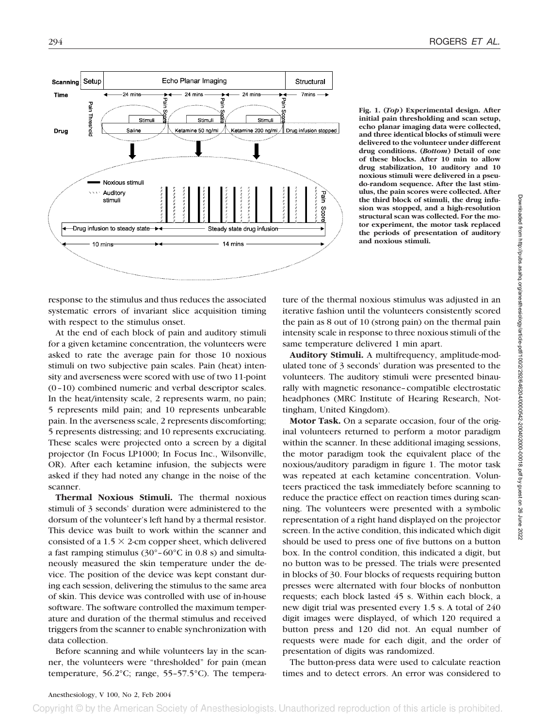Fig. 1. (*Top*) Experimental design. After initial pain thresholding and scan setup, echo planar imaging data were collected, and three identical blocks of stimuli were delivered to the volunteer under different drug conditions. (*Bottom*) Detail of one of these blocks. After 10 min to allow drug stabilization, 10 auditory and 10 noxious stimuli were delivered in a pseudo-random sequence. After the last stimulus, the pain scores were collected. After the third block of stimuli, the drug infusion was stopped, and a high-resolution structural scan was collected. For the motor experiment, the motor task replaced the periods of presentation of auditory and noxious stimuli.

response to the stimulus and thus reduces the associated systematic errors of invariant slice acquisition timing with respect to the stimulus onset.

At the end of each block of pain and auditory stimuli for a given ketamine concentration, the volunteers were asked to rate the average pain for those 10 noxious stimuli on two subjective pain scales. Pain (heat) intensity and averseness were scored with use of two 11-point (0–10) combined numeric and verbal descriptor scales. In the heat/intensity scale, 2 represents warm, no pain; 5 represents mild pain; and 10 represents unbearable pain. In the averseness scale, 2 represents discomforting; 5 represents distressing; and 10 represents excruciating. These scales were projected onto a screen by a digital projector (In Focus LP1000; In Focus Inc., Wilsonville, OR). After each ketamine infusion, the subjects were asked if they had noted any change in the noise of the scanner.

**Thermal Noxious Stimuli.** The thermal noxious stimuli of 3 seconds' duration were administered to the dorsum of the volunteer's left hand by a thermal resistor. This device was built to work within the scanner and consisted of a 1.5 × 2-cm copper sheet, which delivered a fast ramping stimulus (30°–60°C in 0.8 s) and simultaneously measured the skin temperature under the device. The position of the device was kept constant during each session, delivering the stimulus to the same area of skin. This device was controlled with use of in-house software. The software controlled the maximum temperature and duration of the thermal stimulus and received triggers from the scanner to enable synchronization with data collection.

Before scanning and while volunteers lay in the scanner, the volunteers were "thresholded" for pain (mean temperature, 56.2°C; range, 55–57.5°C). The temperature of the thermal noxious stimulus was adjusted in an iterative fashion until the volunteers consistently scored the pain as 8 out of 10 (strong pain) on the thermal pain intensity scale in response to three noxious stimuli of the same temperature delivered 1 min apart.

**Auditory Stimuli.** A multifrequency, amplitude-modulated tone of 3 seconds' duration was presented to the volunteers. The auditory stimuli were presented binaurally with magnetic resonance–compatible electrostatic headphones (MRC Institute of Hearing Research, Nottingham, United Kingdom).

**Motor Task.** On a separate occasion, four of the original volunteers returned to perform a motor paradigm within the scanner. In these additional imaging sessions, the motor paradigm took the equivalent place of the noxious/auditory paradigm in figure 1. The motor task was repeated at each ketamine concentration. Volunteers practiced the task immediately before scanning to reduce the practice effect on reaction times during scanning. The volunteers were presented with a symbolic representation of a right hand displayed on the projector screen. In the active condition, this indicated which digit should be used to press one of five buttons on a button box. In the control condition, this indicated a digit, but no button was to be pressed. The trials were presented in blocks of 30. Four blocks of requests requiring button presses were alternated with four blocks of nonbutton requests; each block lasted 45 s. Within each block, a new digit trial was presented every 1.5 s. A total of 240 digit images were displayed, of which 120 required a button press and 120 did not. An equal number of requests were made for each digit, and the order of presentation of digits was randomized.

The button-press data were used to calculate reaction times and to detect errors. An error was considered to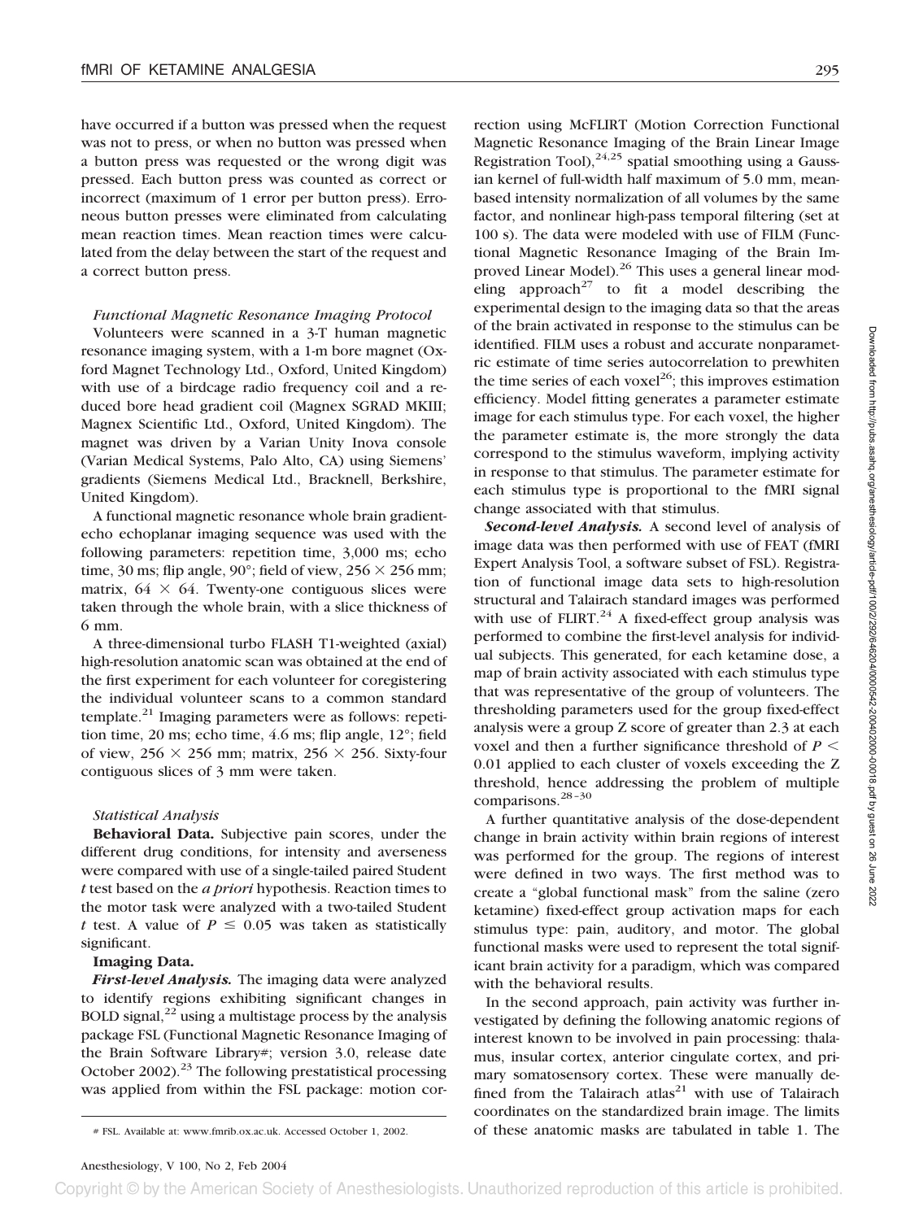have occurred if a button was pressed when the request was not to press, or when no button was pressed when a button press was requested or the wrong digit was pressed. Each button press was counted as correct or incorrect (maximum of 1 error per button press). Erroneous button presses were eliminated from calculating mean reaction times. Mean reaction times were calculated from the delay between the start of the request and a correct button press.

### *Functional Magnetic Resonance Imaging Protocol*

Volunteers were scanned in a 3-T human magnetic resonance imaging system, with a 1-m bore magnet (Oxford Magnet Technology Ltd., Oxford, United Kingdom) with use of a birdcage radio frequency coil and a reduced bore head gradient coil (Magnex SGRAD MKIII; Magnex Scientific Ltd., Oxford, United Kingdom). The magnet was driven by a Varian Unity Inova console (Varian Medical Systems, Palo Alto, CA) using Siemens' gradients (Siemens Medical Ltd., Bracknell, Berkshire, United Kingdom).

A functional magnetic resonance whole brain gradient-echo echoplanar imaging sequence was used with the following parameters: repetition time, 3,000 ms; echo time, 30 ms; flip angle, 90°; field of view, $256 \times 256$ mm; matrix, $64 \times 64$. Twenty-one contiguous slices were taken through the whole brain, with a slice thickness of 6 mm.

A three-dimensional turbo FLASH T1-weighted (axial) high-resolution anatomic scan was obtained at the end of the first experiment for each volunteer for coregistering the individual volunteer scans to a common standard template.[21] Imaging parameters were as follows: repetition time, 20 ms; echo time, 4.6 ms; flip angle, 12°; field of view, $256 \times 256$ mm; matrix, $256 \times 256$. Sixty-four contiguous slices of 3 mm were taken.

### *Statistical Analysis*

**Behavioral Data.** Subjective pain scores, under the different drug conditions, for intensity and averseness were compared with use of a single-tailed paired Student *t* test based on the *a priori* hypothesis. Reaction times to the motor task were analyzed with a two-tailed Student *t* test. A value of $P \leq 0.05$ was taken as statistically significant.

**Imaging Data.**

***First-level Analysis.*** The imaging data were analyzed to identify regions exhibiting significant changes in BOLD signal,[22] using a multistage process by the analysis package FSL (Functional Magnetic Resonance Imaging of the Brain Software Library#; version 3.0, release date October 2002).[23] The following prestatistical processing was applied from within the FSL package: motion correction using McFLIRT (Motion Correction Functional Magnetic Resonance Imaging of the Brain Linear Image Registration Tool),[24,25] spatial smoothing using a Gaussian kernel of full-width half maximum of 5.0 mm, mean-based intensity normalization of all volumes by the same factor, and nonlinear high-pass temporal filtering (set at 100 s). The data were modeled with use of FILM (Functional Magnetic Resonance Imaging of the Brain Improved Linear Model).[26] This uses a general linear modeling approach[27] to fit a model describing the experimental design to the imaging data so that the areas of the brain activated in response to the stimulus can be identified. FILM uses a robust and accurate nonparametric estimate of time series autocorrelation to prewhiten the time series of each voxel[26]; this improves estimation efficiency. Model fitting generates a parameter estimate image for each stimulus type. For each voxel, the higher the parameter estimate is, the more strongly the data correspond to the stimulus waveform, implying activity in response to that stimulus. The parameter estimate for each stimulus type is proportional to the fMRI signal change associated with that stimulus.

***Second-level Analysis.*** A second level of analysis of image data was then performed with use of FEAT (fMRI Expert Analysis Tool, a software subset of FSL). Registration of functional image data sets to high-resolution structural and Talairach standard images was performed with use of FLIRT.[24] A fixed-effect group analysis was performed to combine the first-level analysis for individual subjects. This generated, for each ketamine dose, a map of brain activity associated with each stimulus type that was representative of the group of volunteers. The thresholding parameters used for the group fixed-effect analysis were a group Z score of greater than 2.3 at each voxel and then a further significance threshold of $P < 0.01$ applied to each cluster of voxels exceeding the Z threshold, hence addressing the problem of multiple comparisons.[28–30]

A further quantitative analysis of the dose-dependent change in brain activity within brain regions of interest was performed for the group. The regions of interest were defined in two ways. The first method was to create a "global functional mask" from the saline (zero ketamine) fixed-effect group activation maps for each stimulus type: pain, auditory, and motor. The global functional masks were used to represent the total significant brain activity for a paradigm, which was compared with the behavioral results.

In the second approach, pain activity was further investigated by defining the following anatomic regions of interest known to be involved in pain processing: thalamus, insular cortex, anterior cingulate cortex, and primary somatosensory cortex. These were manually defined from the Talairach atlas[21] with use of Talairach coordinates on the standardized brain image. The limits of these anatomic masks are tabulated in table 1. The

# FSL. Available at: www.fmrib.ox.ac.uk. Accessed October 1, 2002.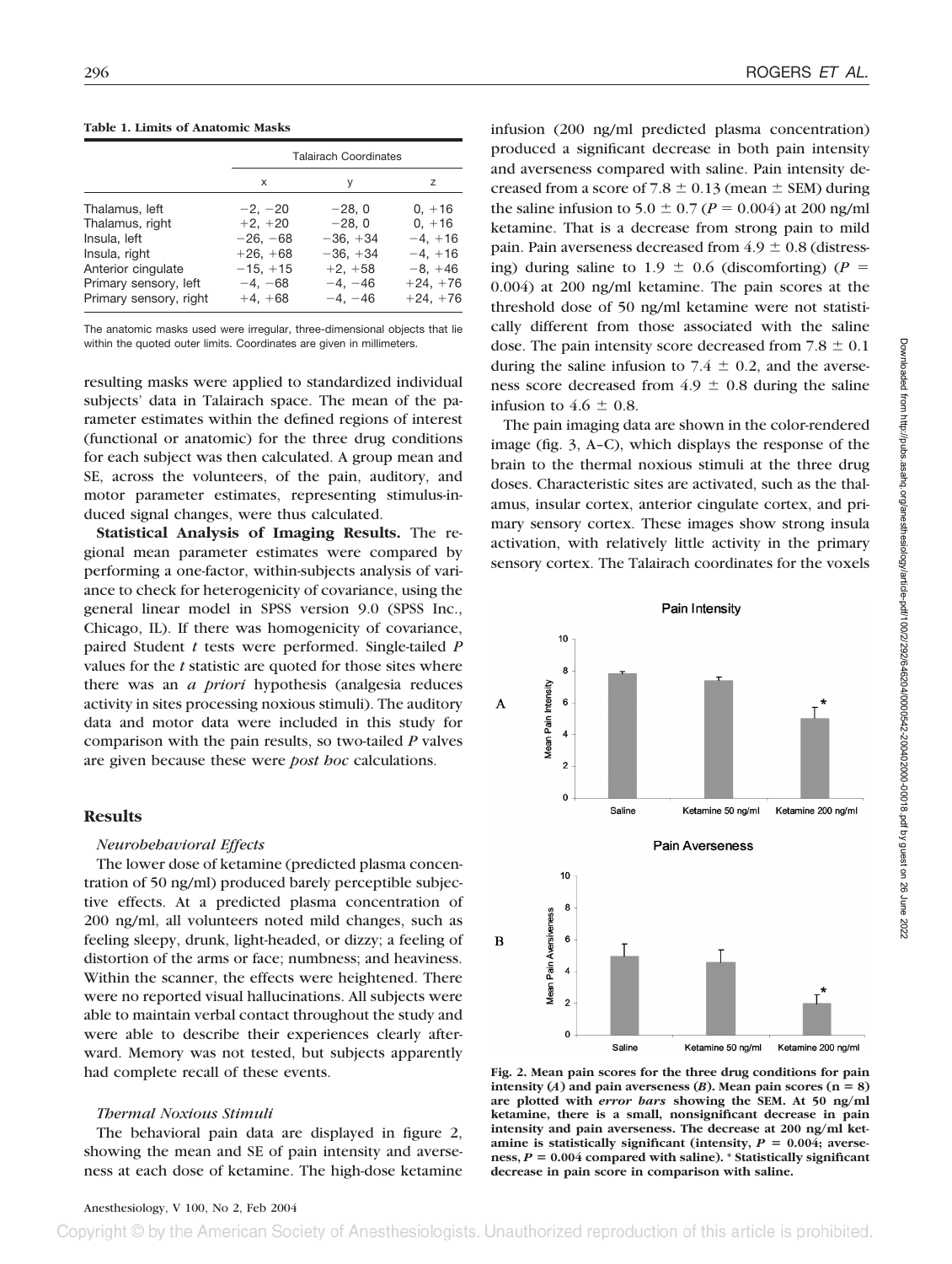**Table 1. Limits of Anatomic Masks**

| | Talairach Coordinates | | |
|---|---|---|---|
| | x | y | z |
| Thalamus, left | −2, −20 | −28, 0 | 0, +16 |
| Thalamus, right | +2, +20 | −28, 0 | 0, +16 |
| Insula, left | −26, −68 | −36, +34 | −4, +16 |
| Insula, right | +26, +68 | −36, +34 | −4, +16 |
| Anterior cingulate | −15, +15 | +2, +58 | −8, +46 |
| Primary sensory, left | −4, −68 | −4, −46 | +24, +76 |
| Primary sensory, right | +4, +68 | −4, −46 | +24, +76 |

The anatomic masks used were irregular, three-dimensional objects that lie within the quoted outer limits. Coordinates are given in millimeters.

resulting masks were applied to standardized individual subjects' data in Talairach space. The mean of the parameter estimates within the defined regions of interest (functional or anatomic) for the three drug conditions for each subject was then calculated. A group mean and SE, across the volunteers, of the pain, auditory, and motor parameter estimates, representing stimulus-induced signal changes, were thus calculated.

**Statistical Analysis of Imaging Results.** The regional mean parameter estimates were compared by performing a one-factor, within-subjects analysis of variance to check for heterogenicity of covariance, using the general linear model in SPSS version 9.0 (SPSS Inc., Chicago, IL). If there was homogenicity of covariance, paired Student *t* tests were performed. Single-tailed *P* values for the *t* statistic are quoted for those sites where there was an *a priori* hypothesis (analgesia reduces activity in sites processing noxious stimuli). The auditory data and motor data were included in this study for comparison with the pain results, so two-tailed *P* valves are given because these were *post hoc* calculations.

## Results

### *Neurobehavioral Effects*

The lower dose of ketamine (predicted plasma concentration of 50 ng/ml) produced barely perceptible subjective effects. At a predicted plasma concentration of 200 ng/ml, all volunteers noted mild changes, such as feeling sleepy, drunk, light-headed, or dizzy; a feeling of distortion of the arms or face; numbness; and heaviness. Within the scanner, the effects were heightened. There were no reported visual hallucinations. All subjects were able to maintain verbal contact throughout the study and were able to describe their experiences clearly afterward. Memory was not tested, but subjects apparently had complete recall of these events.

### *Thermal Noxious Stimuli*

The behavioral pain data are displayed in figure 2, showing the mean and SE of pain intensity and averseness at each dose of ketamine. The high-dose ketamine infusion (200 ng/ml predicted plasma concentration) produced a significant decrease in both pain intensity and averseness compared with saline. Pain intensity decreased from a score of $7.8 \pm 0.13$ (mean ± SEM) during the saline infusion to $5.0 \pm 0.7$ ($P = 0.004$) at 200 ng/ml ketamine. That is a decrease from strong pain to mild pain. Pain averseness decreased from $4.9 \pm 0.8$ (distressing) during saline to $1.9 \pm 0.6$ (discomforting) ($P = 0.004$) at 200 ng/ml ketamine. The pain scores at the threshold dose of 50 ng/ml ketamine were not statistically different from those associated with the saline dose. The pain intensity score decreased from $7.8 \pm 0.1$ during the saline infusion to $7.4 \pm 0.2$, and the averseness score decreased from $4.9 \pm 0.8$ during the saline infusion to $4.6 \pm 0.8$.

The pain imaging data are shown in the color-rendered image (fig. 3, A–C), which displays the response of the brain to the thermal noxious stimuli at the three drug doses. Characteristic sites are activated, such as the thalamus, insular cortex, anterior cingulate cortex, and primary sensory cortex. These images show strong insula activation, with relatively little activity in the primary sensory cortex. The Talairach coordinates for the voxels

**Fig. 2. Mean pain scores for the three drug conditions for pain intensity (*A*) and pain averseness (*B*). Mean pain scores (n = 8) are plotted with *error bars* showing the SEM. At 50 ng/ml ketamine, there is a small, nonsignificant decrease in pain intensity and pain averseness. The decrease at 200 ng/ml ketamine is statistically significant (intensity, $P = 0.004$; averseness, $P = 0.004$ compared with saline). * Statistically significant decrease in pain score in comparison with saline.**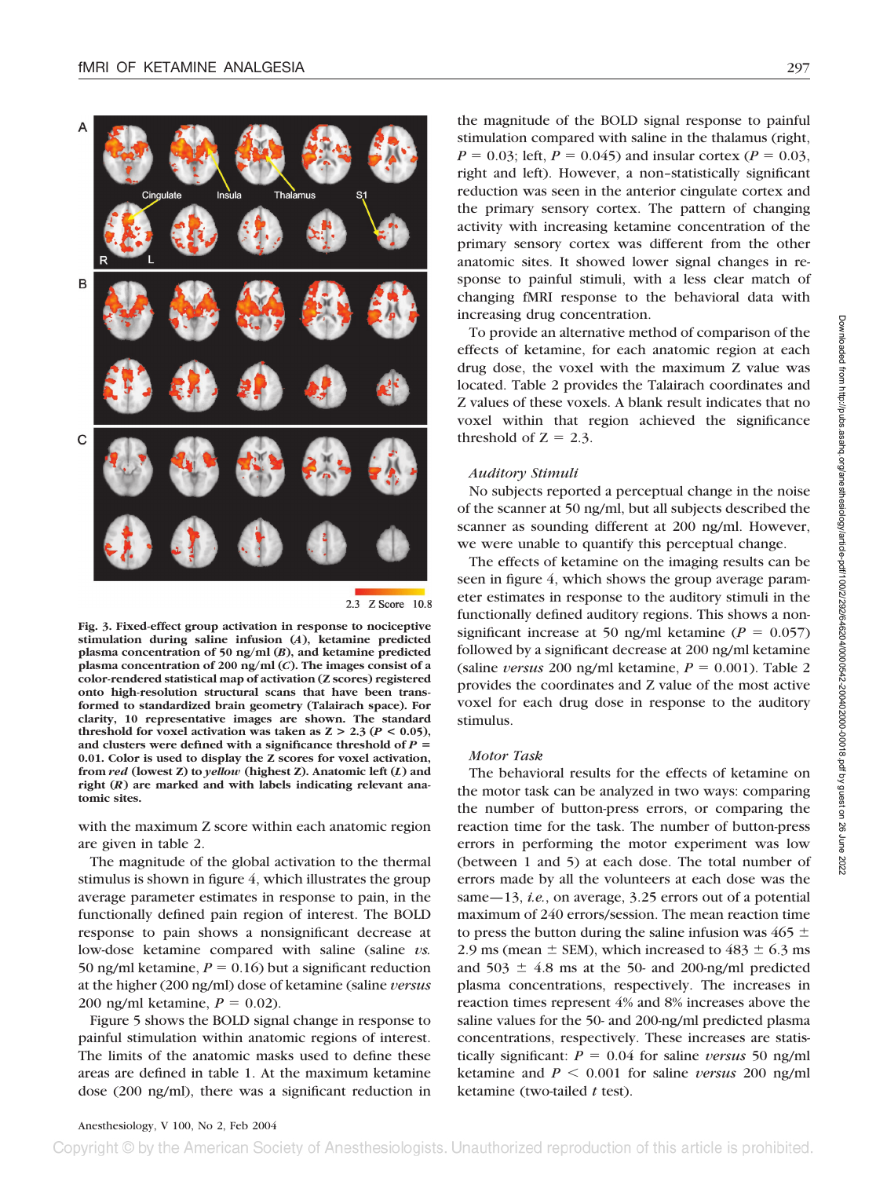Fig. 3. Fixed-effect group activation in response to nociceptive stimulation during saline infusion (*A*), ketamine predicted plasma concentration of 50 ng/ml (*B*), and ketamine predicted plasma concentration of 200 ng/ml (*C*). The images consist of a color-rendered statistical map of activation (Z scores) registered onto high-resolution structural scans that have been transformed to standardized brain geometry (Talairach space). For clarity, 10 representative images are shown. The standard threshold for voxel activation was taken as Z > 2.3 ($P < 0.05$), and clusters were defined with a significance threshold of $P = 0.01$. Color is used to display the Z scores for voxel activation, from *red* (lowest Z) to *yellow* (highest Z). Anatomic left (*L*) and right (*R*) are marked and with labels indicating relevant anatomic sites.

with the maximum Z score within each anatomic region are given in table 2.

The magnitude of the global activation to the thermal stimulus is shown in figure 4, which illustrates the group average parameter estimates in response to pain, in the functionally defined pain region of interest. The BOLD response to pain shows a nonsignificant decrease at low-dose ketamine compared with saline (saline *vs.* 50 ng/ml ketamine, $P = 0.16$) but a significant reduction at the higher (200 ng/ml) dose of ketamine (saline *versus* 200 ng/ml ketamine, $P = 0.02$).

Figure 5 shows the BOLD signal change in response to painful stimulation within anatomic regions of interest. The limits of the anatomic masks used to define these areas are defined in table 1. At the maximum ketamine dose (200 ng/ml), there was a significant reduction in the magnitude of the BOLD signal response to painful stimulation compared with saline in the thalamus (right, $P = 0.03$; left, $P = 0.045$) and insular cortex ($P = 0.03$, right and left). However, a non–statistically significant reduction was seen in the anterior cingulate cortex and the primary sensory cortex. The pattern of changing activity with increasing ketamine concentration of the primary sensory cortex was different from the other anatomic sites. It showed lower signal changes in response to painful stimuli, with a less clear match of changing fMRI response to the behavioral data with increasing drug concentration.

To provide an alternative method of comparison of the effects of ketamine, for each anatomic region at each drug dose, the voxel with the maximum Z value was located. Table 2 provides the Talairach coordinates and Z values of these voxels. A blank result indicates that no voxel within that region achieved the significance threshold of Z = 2.3.

### *Auditory Stimuli*

No subjects reported a perceptual change in the noise of the scanner at 50 ng/ml, but all subjects described the scanner as sounding different at 200 ng/ml. However, we were unable to quantify this perceptual change.

The effects of ketamine on the imaging results can be seen in figure 4, which shows the group average parameter estimates in response to the auditory stimuli in the functionally defined auditory regions. This shows a nonsignificant increase at 50 ng/ml ketamine ($P = 0.057$) followed by a significant decrease at 200 ng/ml ketamine (saline *versus* 200 ng/ml ketamine, $P = 0.001$). Table 2 provides the coordinates and Z value of the most active voxel for each drug dose in response to the auditory stimulus.

### *Motor Task*

The behavioral results for the effects of ketamine on the motor task can be analyzed in two ways: comparing the number of button-press errors, or comparing the reaction time for the task. The number of button-press errors in performing the motor experiment was low (between 1 and 5) at each dose. The total number of errors made by all the volunteers at each dose was the same—13, *i.e.*, on average, 3.25 errors out of a potential maximum of 240 errors/session. The mean reaction time to press the button during the saline infusion was 465 ± 2.9 ms (mean ± SEM), which increased to 483 ± 6.3 ms and 503 ± 4.8 ms at the 50- and 200-ng/ml predicted plasma concentrations, respectively. The increases in reaction times represent 4% and 8% increases above the saline values for the 50- and 200-ng/ml predicted plasma concentrations, respectively. These increases are statistically significant: $P = 0.04$ for saline *versus* 50 ng/ml ketamine and $P < 0.001$ for saline *versus* 200 ng/ml ketamine (two-tailed *t* test).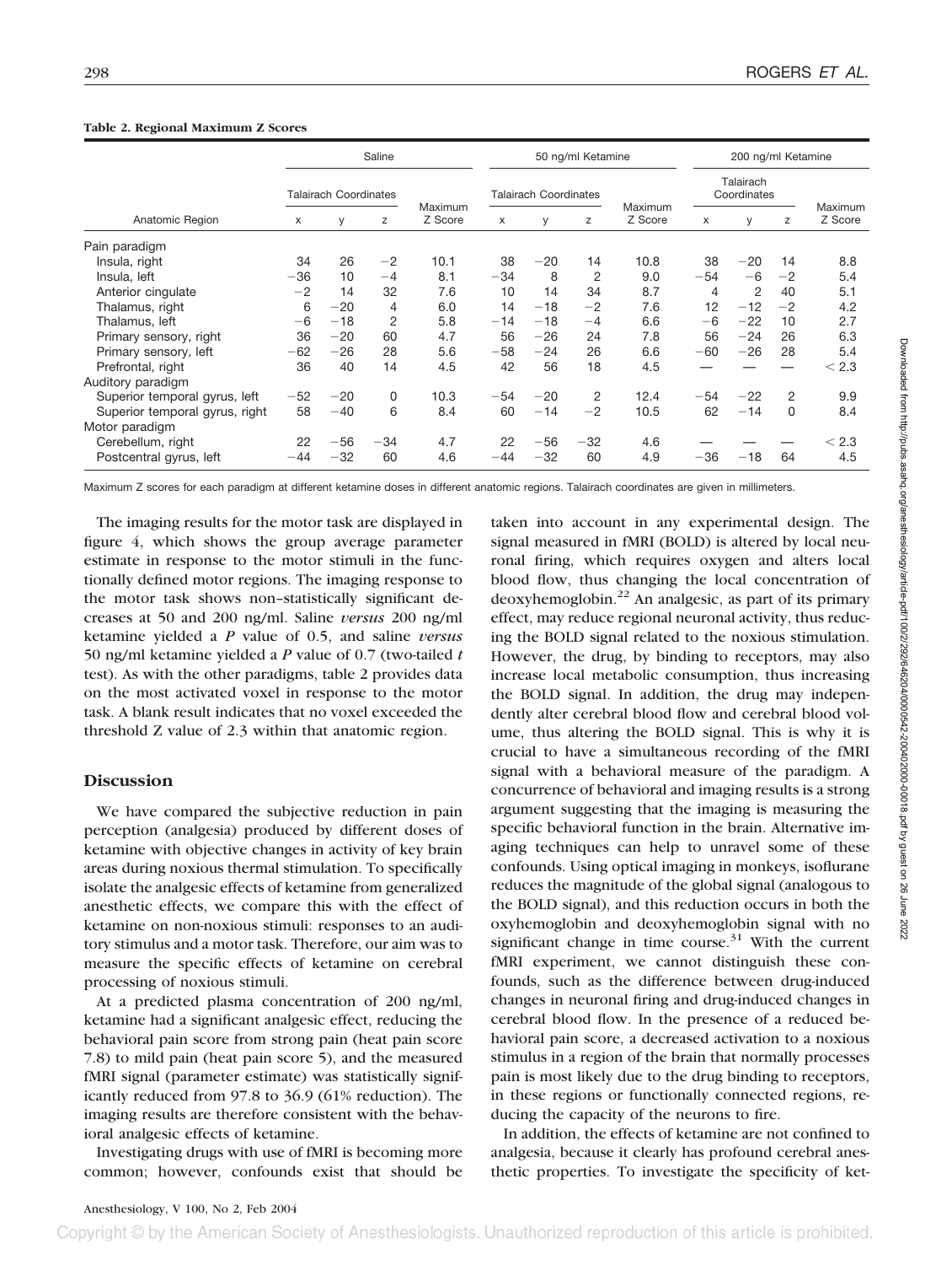**Table 2. Regional Maximum Z Scores**

| Anatomic Region | Saline | | | | 50 ng/ml Ketamine | | | | 200 ng/ml Ketamine | | | |
|---|---|---|---|---|---|---|---|---|---|---|---|---|
| | Talairach Coordinates | | | Maximum Z Score | Talairach Coordinates | | | Maximum Z Score | Talairach Coordinates | | | Maximum Z Score |
| | x | y | z | | x | y | z | | x | y | z | |
| Pain paradigm | | | | | | | | | | | | |
| Insula, right | 34 | 26 | −2 | 10.1 | 38 | −20 | 14 | 10.8 | 38 | −20 | 14 | 8.8 |
| Insula, left | −36 | 10 | −4 | 8.1 | −34 | 8 | 2 | 9.0 | −54 | −6 | −2 | 5.4 |
| Anterior cingulate | −2 | 14 | 32 | 7.6 | 10 | 14 | 34 | 8.7 | 4 | 2 | 40 | 5.1 |
| Thalamus, right | 6 | −20 | 4 | 6.0 | 14 | −18 | −2 | 7.6 | 12 | −12 | −2 | 4.2 |
| Thalamus, left | −6 | −18 | 2 | 5.8 | −14 | −18 | −4 | 6.6 | −6 | −22 | 10 | 2.7 |
| Primary sensory, right | 36 | −20 | 60 | 4.7 | 56 | −26 | 24 | 7.8 | 56 | −24 | 26 | 6.3 |
| Primary sensory, left | −62 | −26 | 28 | 5.6 | −58 | −24 | 26 | 6.6 | −60 | −26 | 28 | 5.4 |
| Prefrontal, right | 36 | 40 | 14 | 4.5 | 42 | 56 | 18 | 4.5 | — | — | — | < 2.3 |
| Auditory paradigm | | | | | | | | | | | | |
| Superior temporal gyrus, left | −52 | −20 | 0 | 10.3 | −54 | −20 | 2 | 12.4 | −54 | −22 | 2 | 9.9 |
| Superior temporal gyrus, right | 58 | −40 | 6 | 8.4 | 60 | −14 | −2 | 10.5 | 62 | −14 | 0 | 8.4 |
| Motor paradigm | | | | | | | | | | | | |
| Cerebellum, right | 22 | −56 | −34 | 4.7 | 22 | −56 | −32 | 4.6 | — | — | — | < 2.3 |
| Postcentral gyrus, left | −44 | −32 | 60 | 4.6 | −44 | −32 | 60 | 4.9 | −36 | −18 | 64 | 4.5 |

Maximum Z scores for each paradigm at different ketamine doses in different anatomic regions. Talairach coordinates are given in millimeters.

The imaging results for the motor task are displayed in figure 4, which shows the group average parameter estimate in response to the motor stimuli in the functionally defined motor regions. The imaging response to the motor task shows non–statistically significant decreases at 50 and 200 ng/ml. Saline *versus* 200 ng/ml ketamine yielded a *P* value of 0.5, and saline *versus* 50 ng/ml ketamine yielded a *P* value of 0.7 (two-tailed *t* test). As with the other paradigms, table 2 provides data on the most activated voxel in response to the motor task. A blank result indicates that no voxel exceeded the threshold Z value of 2.3 within that anatomic region.

## Discussion

We have compared the subjective reduction in pain perception (analgesia) produced by different doses of ketamine with objective changes in activity of key brain areas during noxious thermal stimulation. To specifically isolate the analgesic effects of ketamine from generalized anesthetic effects, we compare this with the effect of ketamine on non-noxious stimuli: responses to an auditory stimulus and a motor task. Therefore, our aim was to measure the specific effects of ketamine on cerebral processing of noxious stimuli.

At a predicted plasma concentration of 200 ng/ml, ketamine had a significant analgesic effect, reducing the behavioral pain score from strong pain (heat pain score 7.8) to mild pain (heat pain score 5), and the measured fMRI signal (parameter estimate) was statistically significantly reduced from 97.8 to 36.9 (61% reduction). The imaging results are therefore consistent with the behavioral analgesic effects of ketamine.

Investigating drugs with use of fMRI is becoming more common; however, confounds exist that should be taken into account in any experimental design. The signal measured in fMRI (BOLD) is altered by local neuronal firing, which requires oxygen and alters local blood flow, thus changing the local concentration of deoxyhemoglobin.[22] An analgesic, as part of its primary effect, may reduce regional neuronal activity, thus reducing the BOLD signal related to the noxious stimulation. However, the drug, by binding to receptors, may also increase local metabolic consumption, thus increasing the BOLD signal. In addition, the drug may independently alter cerebral blood flow and cerebral blood volume, thus altering the BOLD signal. This is why it is crucial to have a simultaneous recording of the fMRI signal with a behavioral measure of the paradigm. A concurrence of behavioral and imaging results is a strong argument suggesting that the imaging is measuring the specific behavioral function in the brain. Alternative imaging techniques can help to unravel some of these confounds. Using optical imaging in monkeys, isoflurane reduces the magnitude of the global signal (analogous to the BOLD signal), and this reduction occurs in both the oxyhemoglobin and deoxyhemoglobin signal with no significant change in time course.[31] With the current fMRI experiment, we cannot distinguish these confounds, such as the difference between drug-induced changes in neuronal firing and drug-induced changes in cerebral blood flow. In the presence of a reduced behavioral pain score, a decreased activation to a noxious stimulus in a region of the brain that normally processes pain is most likely due to the drug binding to receptors, in these regions or functionally connected regions, reducing the capacity of the neurons to fire.

In addition, the effects of ketamine are not confined to analgesia, because it clearly has profound cerebral anesthetic properties. To investigate the specificity of ket-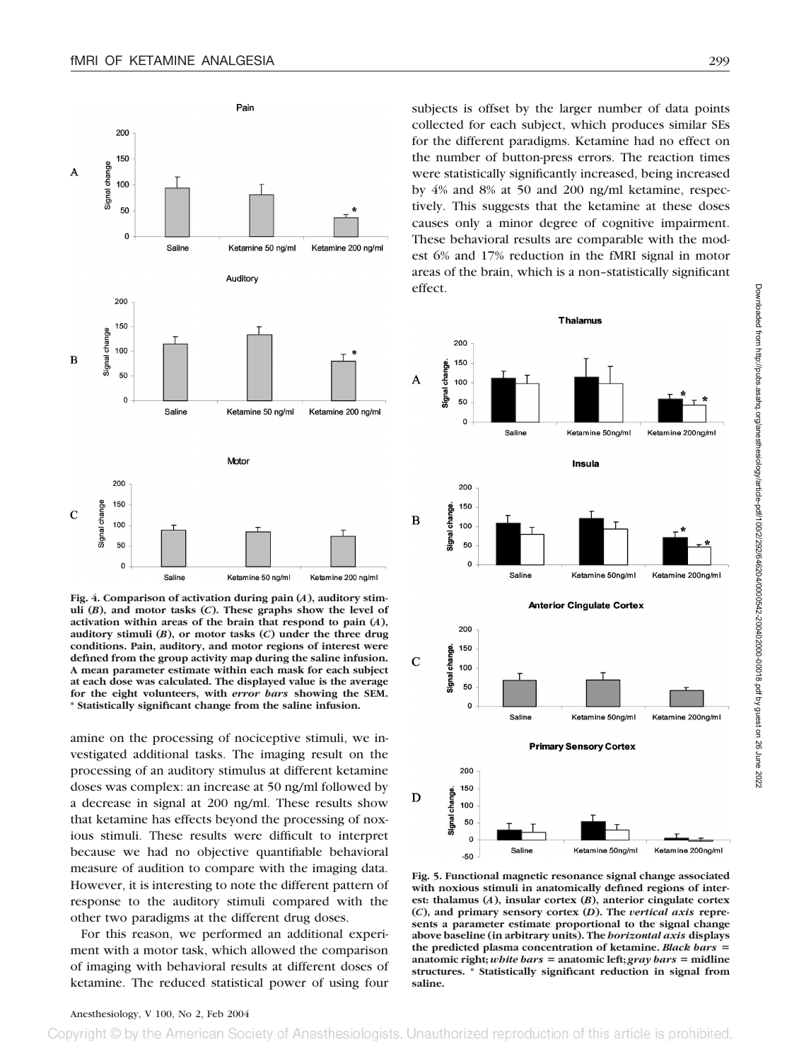**Fig. 4. Comparison of activation during pain (*A*), auditory stimuli (*B*), and motor tasks (*C*). These graphs show the level of activation within areas of the brain that respond to pain (*A*), auditory stimuli (*B*), or motor tasks (*C*) under the three drug conditions. Pain, auditory, and motor regions of interest were defined from the group activity map during the saline infusion. A mean parameter estimate within each mask for each subject at each dose was calculated. The displayed value is the average for the eight volunteers, with *error bars* showing the SEM. * Statistically significant change from the saline infusion.**

amine on the processing of nociceptive stimuli, we investigated additional tasks. The imaging result on the processing of an auditory stimulus at different ketamine doses was complex: an increase at 50 ng/ml followed by a decrease in signal at 200 ng/ml. These results show that ketamine has effects beyond the processing of noxious stimuli. These results were difficult to interpret because we had no objective quantifiable behavioral measure of audition to compare with the imaging data. However, it is interesting to note the different pattern of response to the auditory stimuli compared with the other two paradigms at the different drug doses.

For this reason, we performed an additional experiment with a motor task, which allowed the comparison of imaging with behavioral results at different doses of ketamine. The reduced statistical power of using four subjects is offset by the larger number of data points collected for each subject, which produces similar SEs for the different paradigms. Ketamine had no effect on the number of button-press errors. The reaction times were statistically significantly increased, being increased by 4% and 8% at 50 and 200 ng/ml ketamine, respectively. This suggests that the ketamine at these doses causes only a minor degree of cognitive impairment. These behavioral results are comparable with the modest 6% and 17% reduction in the fMRI signal in motor areas of the brain, which is a non–statistically significant effect.

**Fig. 5. Functional magnetic resonance signal change associated with noxious stimuli in anatomically defined regions of interest: thalamus (*A*), insular cortex (*B*), anterior cingulate cortex (*C*), and primary sensory cortex (*D*). The *vertical axis* represents a parameter estimate proportional to the signal change above baseline (in arbitrary units). The *horizontal axis* displays the predicted plasma concentration of ketamine. *Black bars* = anatomic right; *white bars* = anatomic left; *gray bars* = midline structures. * Statistically significant reduction in signal from saline.**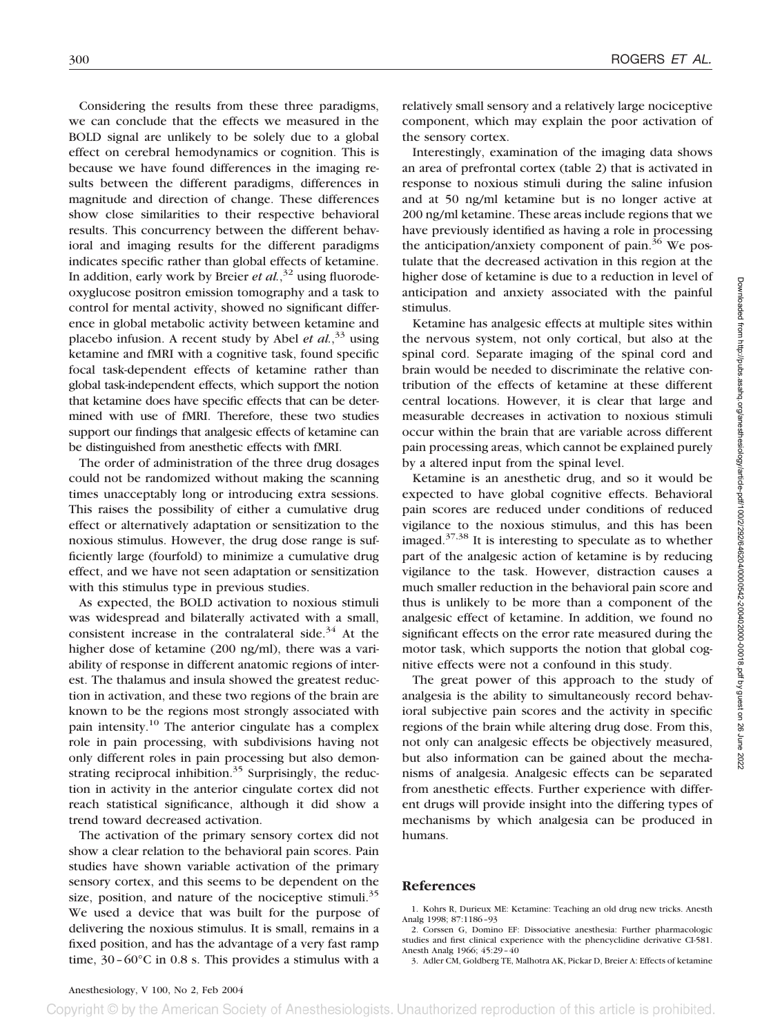Considering the results from these three paradigms, we can conclude that the effects we measured in the BOLD signal are unlikely to be solely due to a global effect on cerebral hemodynamics or cognition. This is because we have found differences in the imaging results between the different paradigms, differences in magnitude and direction of change. These differences show close similarities to their respective behavioral results. This concurrency between the different behavioral and imaging results for the different paradigms indicates specific rather than global effects of ketamine. In addition, early work by Breier *et al.*,[32] using fluorodeoxyglucose positron emission tomography and a task to control for mental activity, showed no significant difference in global metabolic activity between ketamine and placebo infusion. A recent study by Abel *et al.*,[33] using ketamine and fMRI with a cognitive task, found specific focal task-dependent effects of ketamine rather than global task-independent effects, which support the notion that ketamine does have specific effects that can be determined with use of fMRI. Therefore, these two studies support our findings that analgesic effects of ketamine can be distinguished from anesthetic effects with fMRI.

The order of administration of the three drug dosages could not be randomized without making the scanning times unacceptably long or introducing extra sessions. This raises the possibility of either a cumulative drug effect or alternatively adaptation or sensitization to the noxious stimulus. However, the drug dose range is sufficiently large (fourfold) to minimize a cumulative drug effect, and we have not seen adaptation or sensitization with this stimulus type in previous studies.

As expected, the BOLD activation to noxious stimuli was widespread and bilaterally activated with a small, consistent increase in the contralateral side.[34] At the higher dose of ketamine (200 ng/ml), there was a variability of response in different anatomic regions of interest. The thalamus and insula showed the greatest reduction in activation, and these two regions of the brain are known to be the regions most strongly associated with pain intensity.[10] The anterior cingulate has a complex role in pain processing, with subdivisions having not only different roles in pain processing but also demonstrating reciprocal inhibition.[35] Surprisingly, the reduction in activity in the anterior cingulate cortex did not reach statistical significance, although it did show a trend toward decreased activation.

The activation of the primary sensory cortex did not show a clear relation to the behavioral pain scores. Pain studies have shown variable activation of the primary sensory cortex, and this seems to be dependent on the size, position, and nature of the nociceptive stimuli.[35] We used a device that was built for the purpose of delivering the noxious stimulus. It is small, remains in a fixed position, and has the advantage of a very fast ramp time, 30–60°C in 0.8 s. This provides a stimulus with a relatively small sensory and a relatively large nociceptive component, which may explain the poor activation of the sensory cortex.

Interestingly, examination of the imaging data shows an area of prefrontal cortex (table 2) that is activated in response to noxious stimuli during the saline infusion and at 50 ng/ml ketamine but is no longer active at 200 ng/ml ketamine. These areas include regions that we have previously identified as having a role in processing the anticipation/anxiety component of pain.[36] We postulate that the decreased activation in this region at the higher dose of ketamine is due to a reduction in level of anticipation and anxiety associated with the painful stimulus.

Ketamine has analgesic effects at multiple sites within the nervous system, not only cortical, but also at the spinal cord. Separate imaging of the spinal cord and brain would be needed to discriminate the relative contribution of the effects of ketamine at these different central locations. However, it is clear that large and measurable decreases in activation to noxious stimuli occur within the brain that are variable across different pain processing areas, which cannot be explained purely by a altered input from the spinal level.

Ketamine is an anesthetic drug, and so it would be expected to have global cognitive effects. Behavioral pain scores are reduced under conditions of reduced vigilance to the noxious stimulus, and this has been imaged.[37,38] It is interesting to speculate as to whether part of the analgesic action of ketamine is by reducing vigilance to the task. However, distraction causes a much smaller reduction in the behavioral pain score and thus is unlikely to be more than a component of the analgesic effect of ketamine. In addition, we found no significant effects on the error rate measured during the motor task, which supports the notion that global cognitive effects were not a confound in this study.

The great power of this approach to the study of analgesia is the ability to simultaneously record behavioral subjective pain scores and the activity in specific regions of the brain while altering drug dose. From this, not only can analgesic effects be objectively measured, but also information can be gained about the mechanisms of analgesia. Analgesic effects can be separated from anesthetic effects. Further experience with different drugs will provide insight into the differing types of mechanisms by which analgesia can be produced in humans.

## References

1. Kohrs R, Durieux ME: Ketamine: Teaching an old drug new tricks. Anesth Analg 1998; 87:1186–93
2. Corssen G, Domino EF: Dissociative anesthesia: Further pharmacologic studies and first clinical experience with the phencyclidine derivative CI-581. Anesth Analg 1966; 45:29–40
3. Adler CM, Goldberg TE, Malhotra AK, Pickar D, Breier A: Effects of ketamine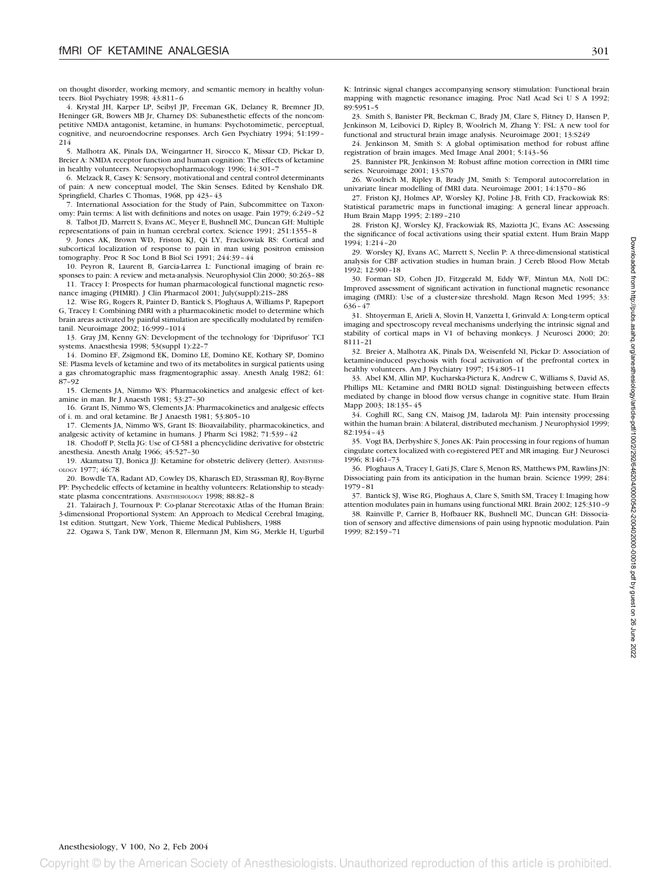on thought disorder, working memory, and semantic memory in healthy volunteers. Biol Psychiatry 1998; 43:811–6

4. Krystal JH, Karper LP, Seibyl JP, Freeman GK, Delaney R, Bremner JD, Heninger GR, Bowers MB Jr, Charney DS: Subanesthetic effects of the noncompetitive NMDA antagonist, ketamine, in humans: Psychotomimetic, perceptual, cognitive, and neuroendocrine responses. Arch Gen Psychiatry 1994; 51:199–214

5. Malhotra AK, Pinals DA, Weingartner H, Sirocco K, Missar CD, Pickar D, Breier A: NMDA receptor function and human cognition: The effects of ketamine in healthy volunteers. Neuropsychopharmacology 1996; 14:301–7

6. Melzack R, Casey K: Sensory, motivational and central control determinants of pain: A new conceptual model, The Skin Senses. Edited by Kenshalo DR. Springfield, Charles C Thomas, 1968, pp 423–43

7. International Association for the Study of Pain, Subcommittee on Taxonomy: Pain terms: A list with definitions and notes on usage. Pain 1979; 6:249–52

8. Talbot JD, Marrett S, Evans AC, Meyer E, Bushnell MC, Duncan GH: Multiple representations of pain in human cerebral cortex. Science 1991; 251:1355–8

9. Jones AK, Brown WD, Friston KJ, Qi LY, Frackowiak RS: Cortical and subcortical localization of response to pain in man using positron emission tomography. Proc R Soc Lond B Biol Sci 1991; 244:39–44

10. Peyron R, Laurent B, Garcia-Larrea L: Functional imaging of brain responses to pain: A review and meta-analysis. Neurophysiol Clin 2000; 30:263–88

11. Tracey I: Prospects for human pharmacological functional magnetic resonance imaging (PHMRI). J Clin Pharmacol 2001; July(suppl):21S–28S

12. Wise RG, Rogers R, Painter D, Bantick S, Ploghaus A, Williams P, Rapeport G, Tracey I: Combining fMRI with a pharmacokinetic model to determine which brain areas activated by painful stimulation are specifically modulated by remifentanil. Neuroimage 2002; 16:999–1014

13. Gray JM, Kenny GN: Development of the technology for 'Diprifusor' TCI systems. Anaesthesia 1998; 53(suppl 1):22–7

14. Domino EF, Zsigmond EK, Domino LE, Domino KE, Kothary SP, Domino SE: Plasma levels of ketamine and two of its metabolites in surgical patients using a gas chromatographic mass fragmentographic assay. Anesth Analg 1982; 61:87–92

15. Clements JA, Nimmo WS: Pharmacokinetics and analgesic effect of ketamine in man. Br J Anaesth 1981; 53:27–30

16. Grant IS, Nimmo WS, Clements JA: Pharmacokinetics and analgesic effects of i. m. and oral ketamine. Br J Anaesth 1981; 53:805–10

17. Clements JA, Nimmo WS, Grant IS: Bioavailability, pharmacokinetics, and analgesic activity of ketamine in humans. J Pharm Sci 1982; 71:539–42

18. Chodoff P, Stella JG: Use of CI-581 a phencyclidine derivative for obstetric anesthesia. Anesth Analg 1966; 45:527–30

19. Akamatsu TJ, Bonica JJ: Ketamine for obstetric delivery (letter). ANESTHESIOLOGY 1977; 46:78

20. Bowdle TA, Radant AD, Cowley DS, Kharasch ED, Strassman RJ, Roy-Byrne PP: Psychedelic effects of ketamine in healthy volunteers: Relationship to steady-state plasma concentrations. ANESTHESIOLOGY 1998; 88:82–8

21. Talairach J, Tournoux P: Co-planar Stereotaxic Atlas of the Human Brain: 3-dimensional Proportional System: An Approach to Medical Cerebral Imaging, 1st edition. Stuttgart, New York, Thieme Medical Publishers, 1988

22. Ogawa S, Tank DW, Menon R, Ellermann JM, Kim SG, Merkle H, Ugurbil K: Intrinsic signal changes accompanying sensory stimulation: Functional brain mapping with magnetic resonance imaging. Proc Natl Acad Sci U S A 1992; 89:5951–5

23. Smith S, Banister PR, Beckman C, Brady JM, Clare S, Flitney D, Hansen P, Jenkinson M, Leibovici D, Ripley B, Woolrich M, Zhang Y: FSL: A new tool for functional and structural brain image analysis. Neuroimage 2001; 13:S249

24. Jenkinson M, Smith S: A global optimisation method for robust affine registration of brain images. Med Image Anal 2001; 5:143–56

25. Bannister PR, Jenkinson M: Robust affine motion correction in fMRI time series. Neuroimage 2001; 13:S70

26. Woolrich M, Ripley B, Brady JM, Smith S: Temporal autocorrelation in univariate linear modelling of fMRI data. Neuroimage 2001; 14:1370–86

27. Friston KJ, Holmes AP, Worsley KJ, Poline J-B, Frith CD, Frackowiak RS: Statistical parametric maps in functional imaging: A general linear approach. Hum Brain Mapp 1995; 2:189–210

28. Friston KJ, Worsley KJ, Frackowiak RS, Maziotta JC, Evans AC: Assessing the significance of focal activations using their spatial extent. Hum Brain Mapp 1994; 1:214–20

29. Worsley KJ, Evans AC, Marrett S, Neelin P: A three-dimensional statistical analysis for CBF activation studies in human brain. J Cereb Blood Flow Metab 1992; 12:900–18

30. Forman SD, Cohen JD, Fitzgerald M, Eddy WF, Mintun MA, Noll DC: Improved assessment of significant activation in functional magnetic resonance imaging (fMRI): Use of a cluster-size threshold. Magn Reson Med 1995; 33:636–47

31. Shtoyerman E, Arieli A, Slovin H, Vanzetta I, Grinvald A: Long-term optical imaging and spectroscopy reveal mechanisms underlying the intrinsic signal and stability of cortical maps in V1 of behaving monkeys. J Neurosci 2000; 20:8111–21

32. Breier A, Malhotra AK, Pinals DA, Weisenfeld NI, Pickar D: Association of ketamine-induced psychosis with focal activation of the prefrontal cortex in healthy volunteers. Am J Psychiatry 1997; 154:805–11

33. Abel KM, Allin MP, Kucharska-Pietura K, Andrew C, Williams S, David AS, Phillips ML: Ketamine and fMRI BOLD signal: Distinguishing between effects mediated by change in blood flow versus change in cognitive state. Hum Brain Mapp 2003; 18:135–45

34. Coghill RC, Sang CN, Maisog JM, Iadarola MJ: Pain intensity processing within the human brain: A bilateral, distributed mechanism. J Neurophysiol 1999; 82:1934–43

35. Vogt BA, Derbyshire S, Jones AK: Pain processing in four regions of human cingulate cortex localized with co-registered PET and MR imaging. Eur J Neurosci 1996; 8:1461–73

36. Ploghaus A, Tracey I, Gati JS, Clare S, Menon RS, Matthews PM, Rawlins JN: Dissociating pain from its anticipation in the human brain. Science 1999; 284:1979–81

37. Bantick SJ, Wise RG, Ploghaus A, Clare S, Smith SM, Tracey I: Imaging how attention modulates pain in humans using functional MRI. Brain 2002; 125:310–9

38. Rainville P, Carrier B, Hofbauer RK, Bushnell MC, Duncan GH: Dissociation of sensory and affective dimensions of pain using hypnotic modulation. Pain 1999; 82:159–71